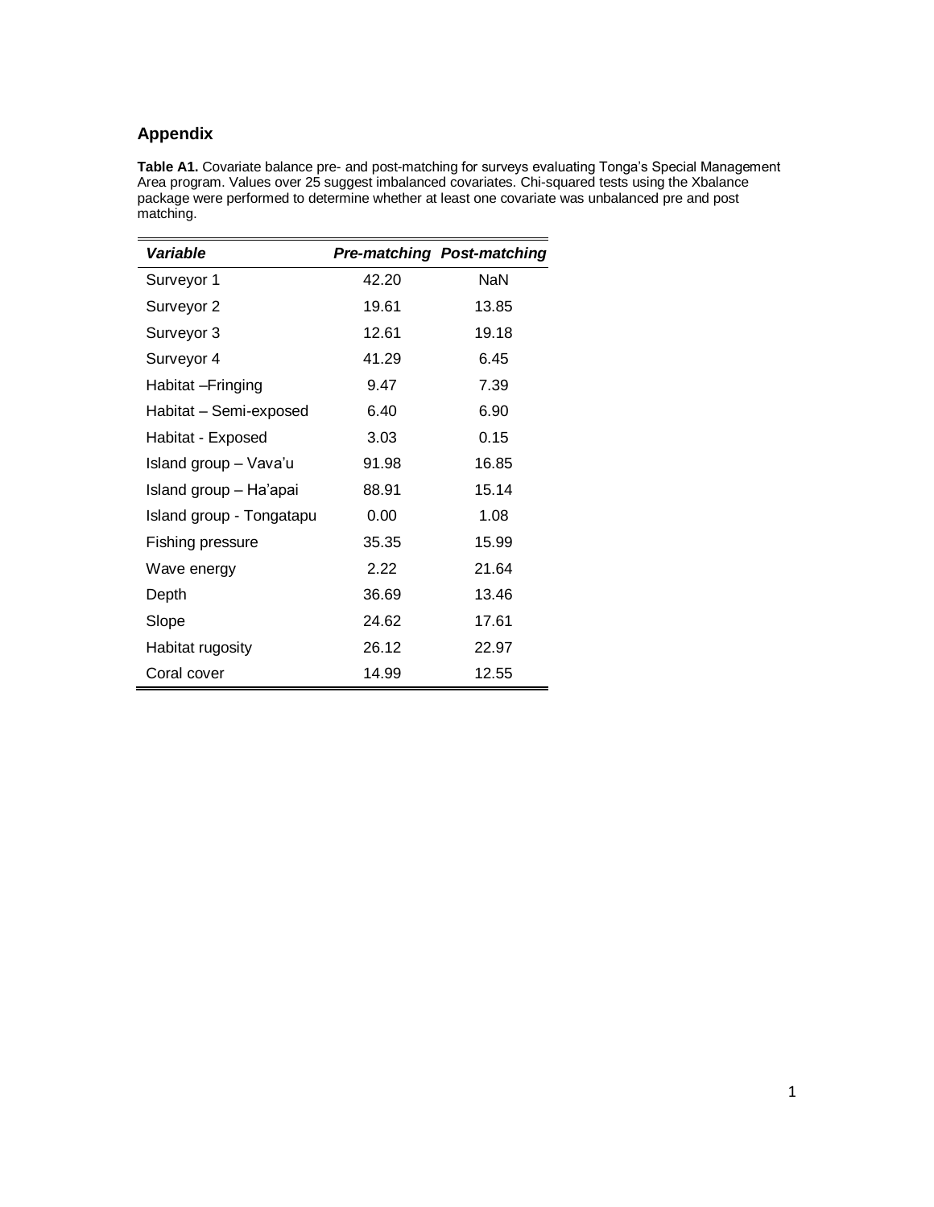## Appendix

**Table A1.** Covariate balance pre- and post-matching for surveys evaluating Tonga's Special Management Area program. Values over 25 suggest imbalanced covariates. Chi-squared tests using the Xbalance package were performed to determine whether at least one covariate was unbalanced pre and post matching.

| ***Variable*** | ***Pre-matching*** | ***Post-matching*** |
|---|---|---|
| Surveyor 1 | 42.20 | NaN |
| Surveyor 2 | 19.61 | 13.85 |
| Surveyor 3 | 12.61 | 19.18 |
| Surveyor 4 | 41.29 | 6.45 |
| Habitat –Fringing | 9.47 | 7.39 |
| Habitat – Semi-exposed | 6.40 | 6.90 |
| Habitat - Exposed | 3.03 | 0.15 |
| Island group – Vava'u | 91.98 | 16.85 |
| Island group – Ha'apai | 88.91 | 15.14 |
| Island group - Tongatapu | 0.00 | 1.08 |
| Fishing pressure | 35.35 | 15.99 |
| Wave energy | 2.22 | 21.64 |
| Depth | 36.69 | 13.46 |
| Slope | 24.62 | 17.61 |
| Habitat rugosity | 26.12 | 22.97 |
| Coral cover | 14.99 | 12.55 |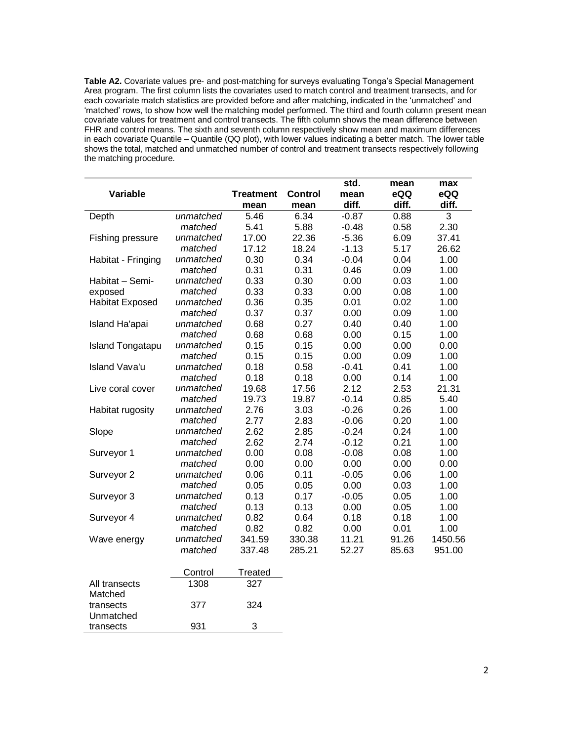**Table A2.** Covariate values pre- and post-matching for surveys evaluating Tonga's Special Management Area program. The first column lists the covariates used to match control and treatment transects, and for each covariate match statistics are provided before and after matching, indicated in the 'unmatched' and 'matched' rows, to show how well the matching model performed. The third and fourth column present mean covariate values for treatment and control transects. The fifth column shows the mean difference between FHR and control means. The sixth and seventh column respectively show mean and maximum differences in each covariate Quantile – Quantile (QQ plot), with lower values indicating a better match. The lower table shows the total, matched and unmatched number of control and treatment transects respectively following the matching procedure.

| Variable | | Treatment mean | Control mean | std. mean diff. | mean eQQ diff. | max eQQ diff. |
|---|---|---|---|---|---|---|
| Depth | *unmatched* | 5.46 | 6.34 | -0.87 | 0.88 | 3 |
| | *matched* | 5.41 | 5.88 | -0.48 | 0.58 | 2.30 |
| Fishing pressure | *unmatched* | 17.00 | 22.36 | -5.36 | 6.09 | 37.41 |
| | *matched* | 17.12 | 18.24 | -1.13 | 5.17 | 26.62 |
| Habitat - Fringing | *unmatched* | 0.30 | 0.34 | -0.04 | 0.04 | 1.00 |
| | *matched* | 0.31 | 0.31 | 0.46 | 0.09 | 1.00 |
| Habitat – Semi-exposed | *unmatched* | 0.33 | 0.30 | 0.00 | 0.03 | 1.00 |
| | *matched* | 0.33 | 0.33 | 0.00 | 0.08 | 1.00 |
| Habitat Exposed | *unmatched* | 0.36 | 0.35 | 0.01 | 0.02 | 1.00 |
| | *matched* | 0.37 | 0.37 | 0.00 | 0.09 | 1.00 |
| Island Ha'apai | *unmatched* | 0.68 | 0.27 | 0.40 | 0.40 | 1.00 |
| | *matched* | 0.68 | 0.68 | 0.00 | 0.15 | 1.00 |
| Island Tongatapu | *unmatched* | 0.15 | 0.15 | 0.00 | 0.00 | 0.00 |
| | *matched* | 0.15 | 0.15 | 0.00 | 0.09 | 1.00 |
| Island Vava'u | *unmatched* | 0.18 | 0.58 | -0.41 | 0.41 | 1.00 |
| | *matched* | 0.18 | 0.18 | 0.00 | 0.14 | 1.00 |
| Live coral cover | *unmatched* | 19.68 | 17.56 | 2.12 | 2.53 | 21.31 |
| | *matched* | 19.73 | 19.87 | -0.14 | 0.85 | 5.40 |
| Habitat rugosity | *unmatched* | 2.76 | 3.03 | -0.26 | 0.26 | 1.00 |
| | *matched* | 2.77 | 2.83 | -0.06 | 0.20 | 1.00 |
| Slope | *unmatched* | 2.62 | 2.85 | -0.24 | 0.24 | 1.00 |
| | *matched* | 2.62 | 2.74 | -0.12 | 0.21 | 1.00 |
| Surveyor 1 | *unmatched* | 0.00 | 0.08 | -0.08 | 0.08 | 1.00 |
| | *matched* | 0.00 | 0.00 | 0.00 | 0.00 | 0.00 |
| Surveyor 2 | *unmatched* | 0.06 | 0.11 | -0.05 | 0.06 | 1.00 |
| | *matched* | 0.05 | 0.05 | 0.00 | 0.03 | 1.00 |
| Surveyor 3 | *unmatched* | 0.13 | 0.17 | -0.05 | 0.05 | 1.00 |
| | *matched* | 0.13 | 0.13 | 0.00 | 0.05 | 1.00 |
| Surveyor 4 | *unmatched* | 0.82 | 0.64 | 0.18 | 0.18 | 1.00 |
| | *matched* | 0.82 | 0.82 | 0.00 | 0.01 | 1.00 |
| Wave energy | *unmatched* | 341.59 | 330.38 | 11.21 | 91.26 | 1450.56 |
| | *matched* | 337.48 | 285.21 | 52.27 | 85.63 | 951.00 |

| | Control | Treated |
|---|---|---|
| All transects | 1308 | 327 |
| Matched transects | 377 | 324 |
| Unmatched transects | 931 | 3 |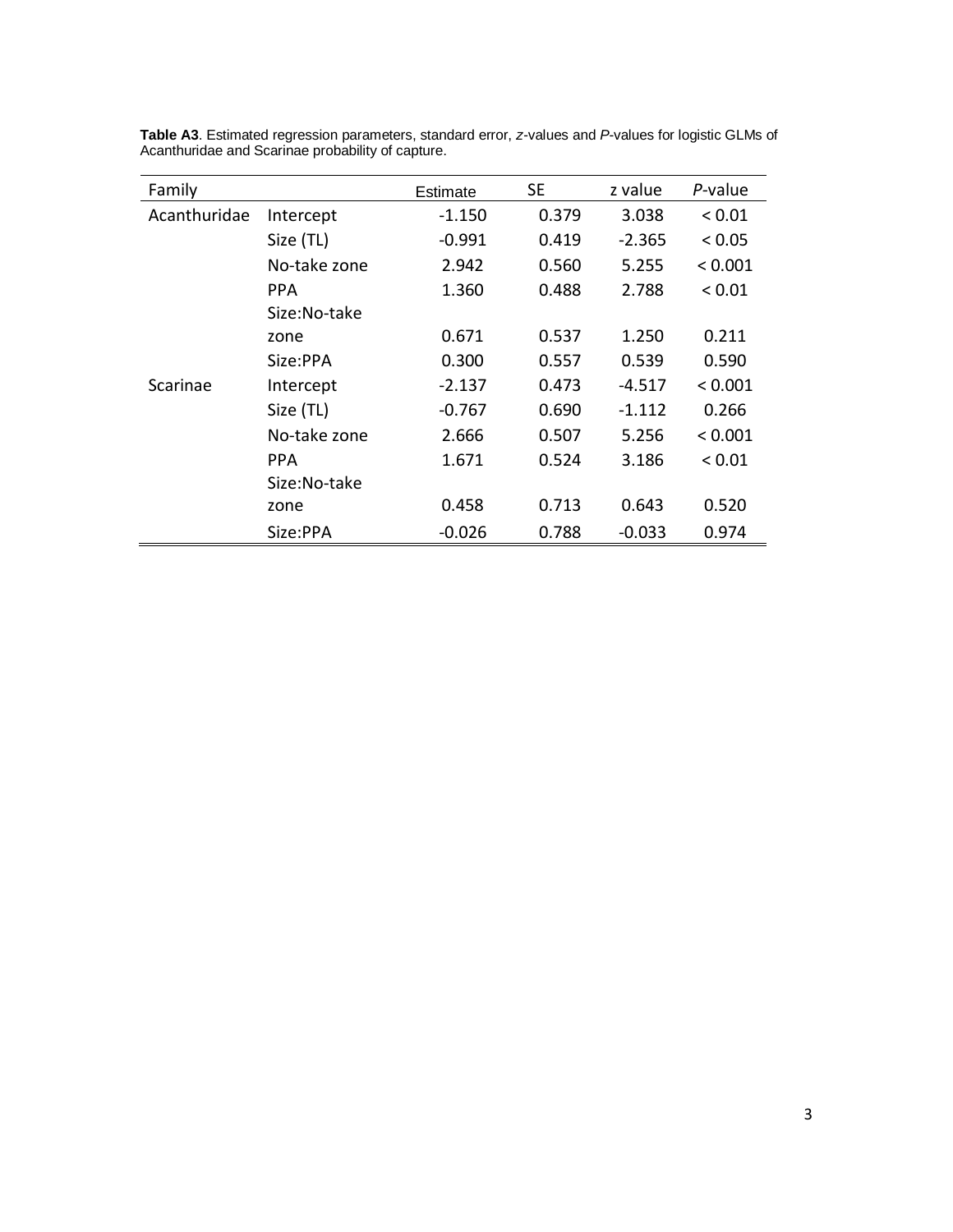**Table A3**. Estimated regression parameters, standard error, *z*-values and *P*-values for logistic GLMs of Acanthuridae and Scarinae probability of capture.

| Family | | Estimate | SE | z value | *P*-value |
|---|---|---|---|---|---|
| Acanthuridae | Intercept | -1.150 | 0.379 | 3.038 | < 0.01 |
| | Size (TL) | -0.991 | 0.419 | -2.365 | < 0.05 |
| | No-take zone | 2.942 | 0.560 | 5.255 | < 0.001 |
| | PPA | 1.360 | 0.488 | 2.788 | < 0.01 |
| | Size:No-take zone | 0.671 | 0.537 | 1.250 | 0.211 |
| | Size:PPA | 0.300 | 0.557 | 0.539 | 0.590 |
| Scarinae | Intercept | -2.137 | 0.473 | -4.517 | < 0.001 |
| | Size (TL) | -0.767 | 0.690 | -1.112 | 0.266 |
| | No-take zone | 2.666 | 0.507 | 5.256 | < 0.001 |
| | PPA | 1.671 | 0.524 | 3.186 | < 0.01 |
| | Size:No-take zone | 0.458 | 0.713 | 0.643 | 0.520 |
| | Size:PPA | -0.026 | 0.788 | -0.033 | 0.974 |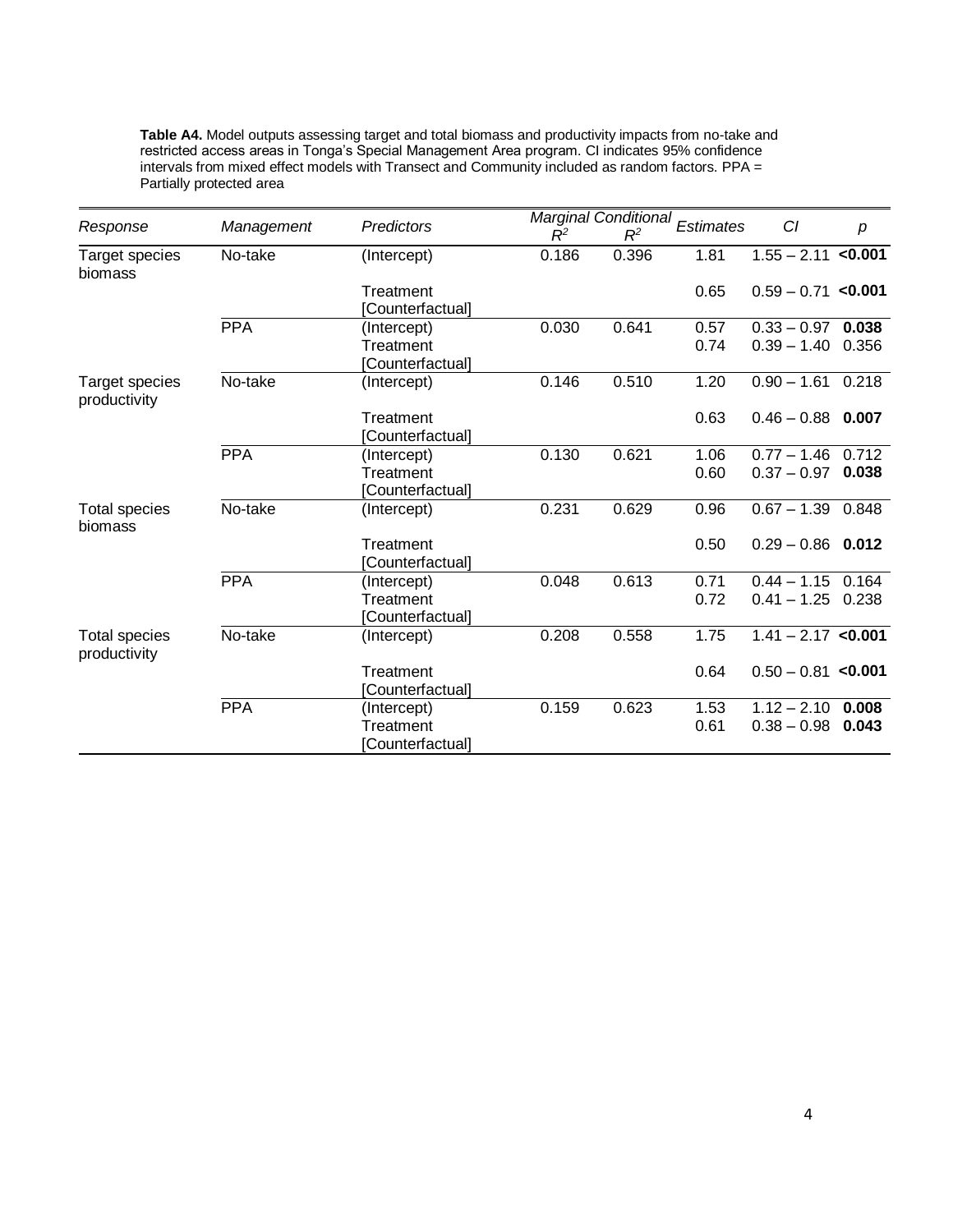**Table A4.** Model outputs assessing target and total biomass and productivity impacts from no-take and restricted access areas in Tonga's Special Management Area program. CI indicates 95% confidence intervals from mixed effect models with Transect and Community included as random factors. PPA = Partially protected area

| *Response* | *Management* | *Predictors* | *Marginal* $R^2$ | *Conditional* $R^2$ | *Estimates* | *CI* | *p* |
|---|---|---|---|---|---|---|---|
| Target species biomass | No-take | (Intercept) | 0.186 | 0.396 | 1.81 | 1.55 – 2.11 | **<0.001** |
| | | Treatment [Counterfactual] | | | 0.65 | 0.59 – 0.71 | **<0.001** |
| | PPA | (Intercept) | 0.030 | 0.641 | 0.57 | 0.33 – 0.97 | **0.038** |
| | | Treatment [Counterfactual] | | | 0.74 | 0.39 – 1.40 | 0.356 |
| Target species productivity | No-take | (Intercept) | 0.146 | 0.510 | 1.20 | 0.90 – 1.61 | 0.218 |
| | | Treatment [Counterfactual] | | | 0.63 | 0.46 – 0.88 | **0.007** |
| | PPA | (Intercept) | 0.130 | 0.621 | 1.06 | 0.77 – 1.46 | 0.712 |
| | | Treatment [Counterfactual] | | | 0.60 | 0.37 – 0.97 | **0.038** |
| Total species biomass | No-take | (Intercept) | 0.231 | 0.629 | 0.96 | 0.67 – 1.39 | 0.848 |
| | | Treatment [Counterfactual] | | | 0.50 | 0.29 – 0.86 | **0.012** |
| | PPA | (Intercept) | 0.048 | 0.613 | 0.71 | 0.44 – 1.15 | 0.164 |
| | | Treatment [Counterfactual] | | | 0.72 | 0.41 – 1.25 | 0.238 |
| Total species productivity | No-take | (Intercept) | 0.208 | 0.558 | 1.75 | 1.41 – 2.17 | **<0.001** |
| | | Treatment [Counterfactual] | | | 0.64 | 0.50 – 0.81 | **<0.001** |
| | PPA | (Intercept) | 0.159 | 0.623 | 1.53 | 1.12 – 2.10 | **0.008** |
| | | Treatment [Counterfactual] | | | 0.61 | 0.38 – 0.98 | **0.043** |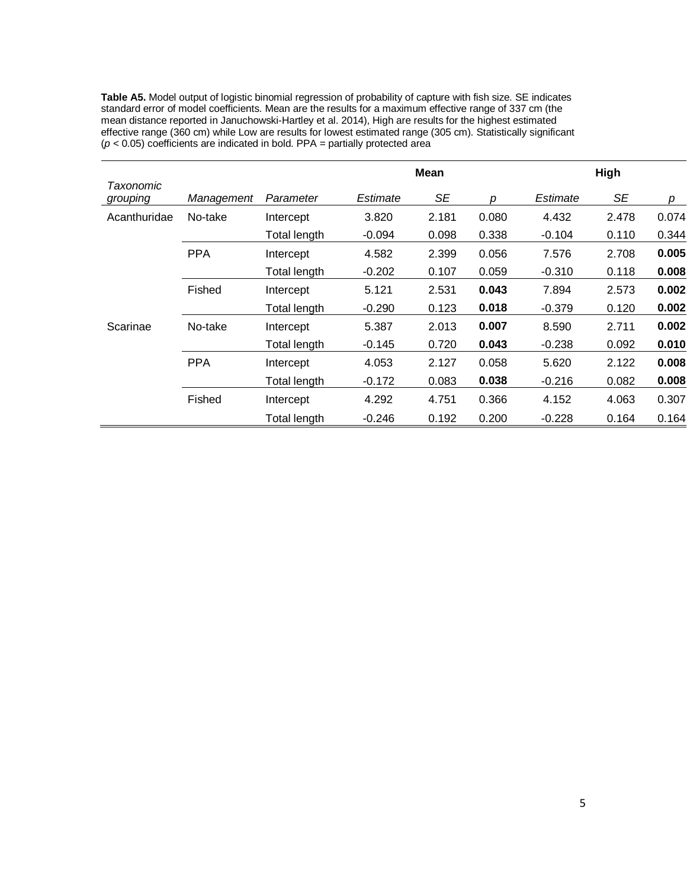**Table A5.** Model output of logistic binomial regression of probability of capture with fish size. SE indicates standard error of model coefficients. Mean are the results for a maximum effective range of 337 cm (the mean distance reported in Januchowski-Hartley et al. 2014), High are results for the highest estimated effective range (360 cm) while Low are results for lowest estimated range (305 cm). Statistically significant ($p$ < 0.05) coefficients are indicated in bold. PPA = partially protected area

| | | | Mean | | | High | | |
|---|---|---|---|---|---|---|---|---|
| *Taxonomic grouping* | *Management* | *Parameter* | *Estimate* | *SE* | *p* | *Estimate* | *SE* | *p* |
| Acanthuridae | No-take | Intercept | 3.820 | 2.181 | 0.080 | 4.432 | 2.478 | 0.074 |
| | | Total length | -0.094 | 0.098 | 0.338 | -0.104 | 0.110 | 0.344 |
| | PPA | Intercept | 4.582 | 2.399 | 0.056 | 7.576 | 2.708 | **0.005** |
| | | Total length | -0.202 | 0.107 | 0.059 | -0.310 | 0.118 | **0.008** |
| | Fished | Intercept | 5.121 | 2.531 | **0.043** | 7.894 | 2.573 | **0.002** |
| | | Total length | -0.290 | 0.123 | **0.018** | -0.379 | 0.120 | **0.002** |
| Scarinae | No-take | Intercept | 5.387 | 2.013 | **0.007** | 8.590 | 2.711 | **0.002** |
| | | Total length | -0.145 | 0.720 | **0.043** | -0.238 | 0.092 | **0.010** |
| | PPA | Intercept | 4.053 | 2.127 | 0.058 | 5.620 | 2.122 | **0.008** |
| | | Total length | -0.172 | 0.083 | **0.038** | -0.216 | 0.082 | **0.008** |
| | Fished | Intercept | 4.292 | 4.751 | 0.366 | 4.152 | 4.063 | 0.307 |
| | | Total length | -0.246 | 0.192 | 0.200 | -0.228 | 0.164 | 0.164 |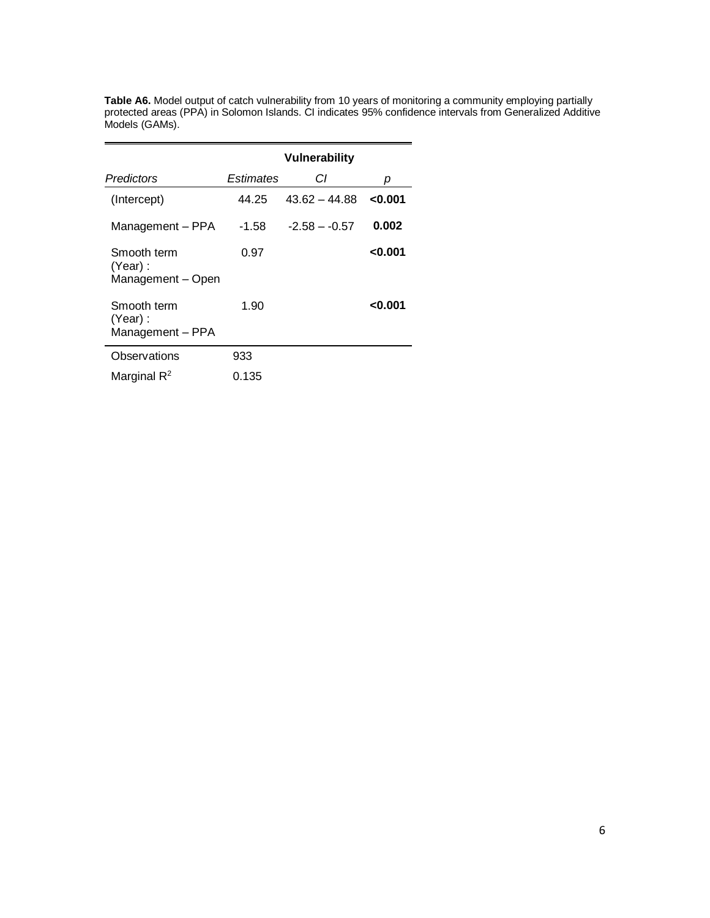**Table A6.** Model output of catch vulnerability from 10 years of monitoring a community employing partially protected areas (PPA) in Solomon Islands. CI indicates 95% confidence intervals from Generalized Additive Models (GAMs).

| | **Vulnerability** | | |
|---|---|---|---|
| *Predictors* | *Estimates* | *CI* | *p* |
| (Intercept) | 44.25 | 43.62 – 44.88 | **<0.001** |
| Management – PPA | -1.58 | -2.58 – -0.57 | **0.002** |
| Smooth term (Year) : Management – Open | 0.97 | | **<0.001** |
| Smooth term (Year) : Management – PPA | 1.90 | | **<0.001** |
| Observations | 933 | | |
| Marginal $R^2$ | 0.135 | | |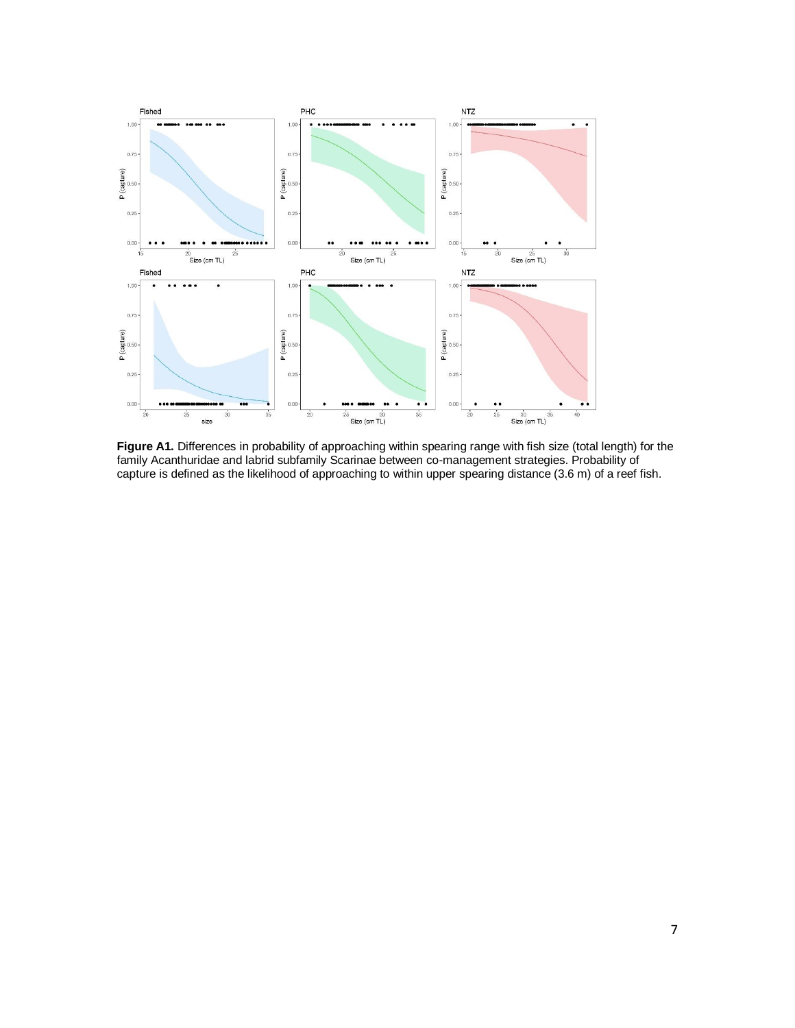**Figure A1.** Differences in probability of approaching within spearing range with fish size (total length) for the family Acanthuridae and labrid subfamily Scarinae between co-management strategies. Probability of capture is defined as the likelihood of approaching to within upper spearing distance (3.6 m) of a reef fish.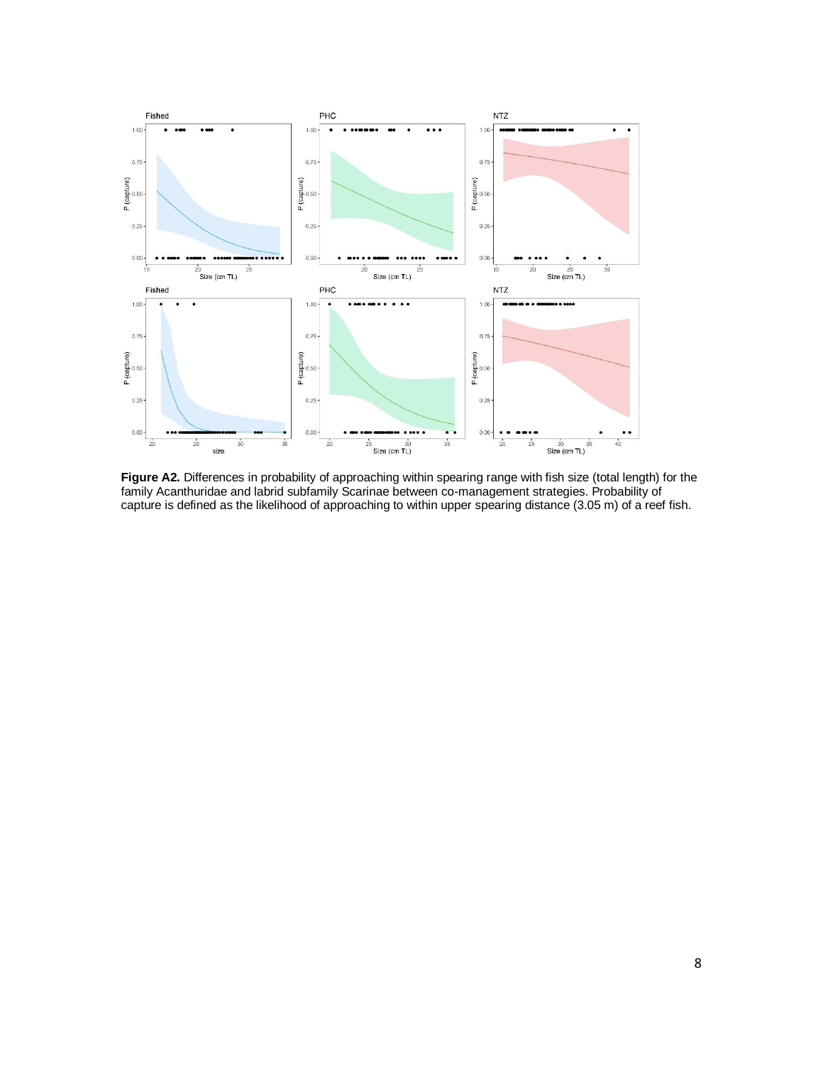**Figure A2.** Differences in probability of approaching within spearing range with fish size (total length) for the family Acanthuridae and labrid subfamily Scarinae between co-management strategies. Probability of capture is defined as the likelihood of approaching to within upper spearing distance (3.05 m) of a reef fish.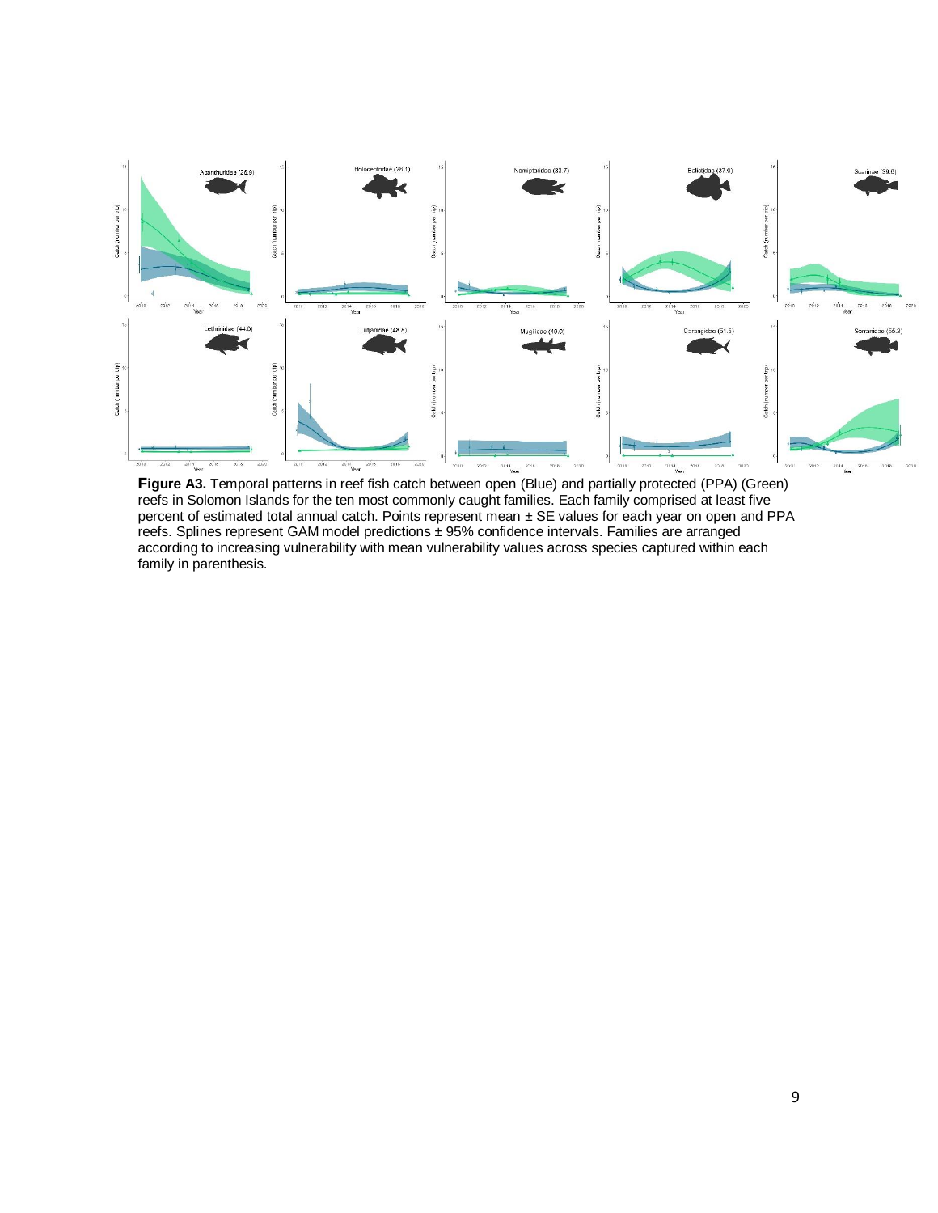Acanthuridae (26.9)

Holocentridae (28.1)

Nemipteridae (33.7)

Balistidae (37.0)

Scarinae (39.8)

Lethrinidae (44.0)

Lutjanidae (48.8)

Mugilidae (49.0)

Carangidae (51.5)

Serranidae (55.2)

Catch (number per trip)

Year

**Figure A3.** Temporal patterns in reef fish catch between open (Blue) and partially protected (PPA) (Green) reefs in Solomon Islands for the ten most commonly caught families. Each family comprised at least five percent of estimated total annual catch. Points represent mean ± SE values for each year on open and PPA reefs. Splines represent GAM model predictions ± 95% confidence intervals. Families are arranged according to increasing vulnerability with mean vulnerability values across species captured within each family in parenthesis.